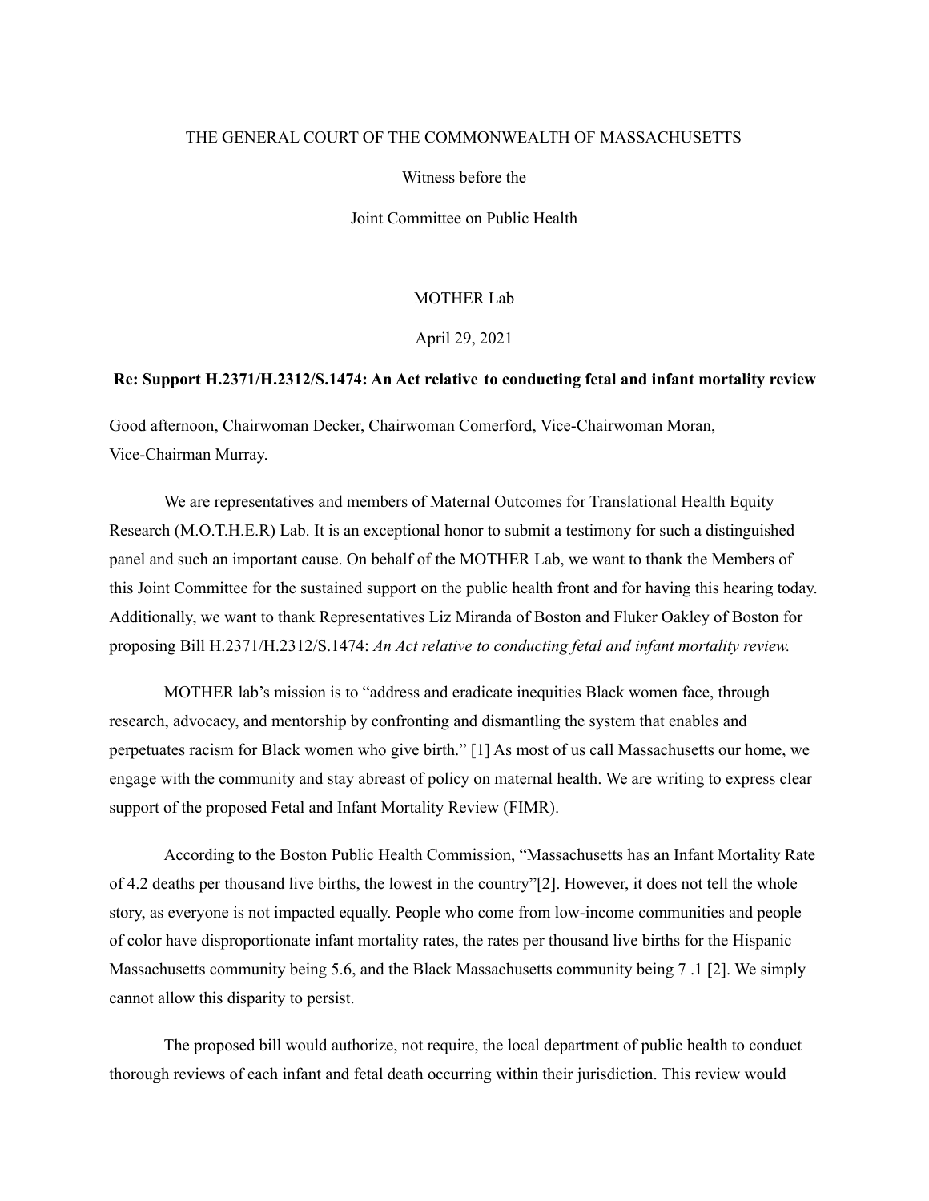THE GENERAL COURT OF THE COMMONWEALTH OF MASSACHUSETTS

Witness before the

Joint Committee on Public Health

MOTHER Lab

April 29, 2021

**Re: Support H.2371/H.2312/S.1474: An Act relative to conducting fetal and infant mortality review**

Good afternoon, Chairwoman Decker, Chairwoman Comerford, Vice-Chairwoman Moran, Vice-Chairman Murray.

We are representatives and members of Maternal Outcomes for Translational Health Equity Research (M.O.T.H.E.R) Lab. It is an exceptional honor to submit a testimony for such a distinguished panel and such an important cause. On behalf of the MOTHER Lab, we want to thank the Members of this Joint Committee for the sustained support on the public health front and for having this hearing today. Additionally, we want to thank Representatives Liz Miranda of Boston and Fluker Oakley of Boston for proposing Bill H.2371/H.2312/S.1474: *An Act relative to conducting fetal and infant mortality review.*

MOTHER lab's mission is to "address and eradicate inequities Black women face, through research, advocacy, and mentorship by confronting and dismantling the system that enables and perpetuates racism for Black women who give birth." [1] As most of us call Massachusetts our home, we engage with the community and stay abreast of policy on maternal health. We are writing to express clear support of the proposed Fetal and Infant Mortality Review (FIMR).

According to the Boston Public Health Commission, "Massachusetts has an Infant Mortality Rate of 4.2 deaths per thousand live births, the lowest in the country"[2]. However, it does not tell the whole story, as everyone is not impacted equally. People who come from low-income communities and people of color have disproportionate infant mortality rates, the rates per thousand live births for the Hispanic Massachusetts community being 5.6, and the Black Massachusetts community being 7 .1 [2]. We simply cannot allow this disparity to persist.

The proposed bill would authorize, not require, the local department of public health to conduct thorough reviews of each infant and fetal death occurring within their jurisdiction. This review would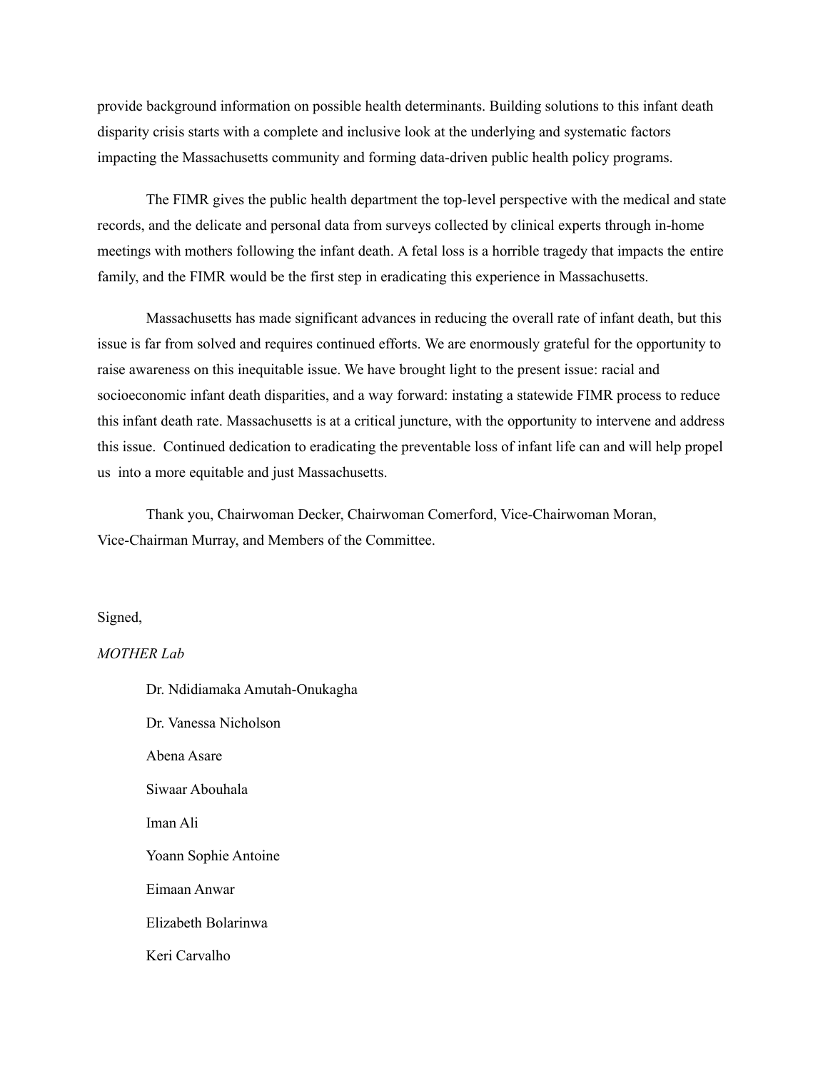provide background information on possible health determinants. Building solutions to this infant death disparity crisis starts with a complete and inclusive look at the underlying and systematic factors impacting the Massachusetts community and forming data-driven public health policy programs.

The FIMR gives the public health department the top-level perspective with the medical and state records, and the delicate and personal data from surveys collected by clinical experts through in-home meetings with mothers following the infant death. A fetal loss is a horrible tragedy that impacts the entire family, and the FIMR would be the first step in eradicating this experience in Massachusetts.

Massachusetts has made significant advances in reducing the overall rate of infant death, but this issue is far from solved and requires continued efforts. We are enormously grateful for the opportunity to raise awareness on this inequitable issue. We have brought light to the present issue: racial and socioeconomic infant death disparities, and a way forward: instating a statewide FIMR process to reduce this infant death rate. Massachusetts is at a critical juncture, with the opportunity to intervene and address this issue. Continued dedication to eradicating the preventable loss of infant life can and will help propel us into a more equitable and just Massachusetts.

Thank you, Chairwoman Decker, Chairwoman Comerford, Vice-Chairwoman Moran, Vice-Chairman Murray, and Members of the Committee.

Signed,

*MOTHER Lab*

Dr. Ndidiamaka Amutah-Onukagha

Dr. Vanessa Nicholson

Abena Asare

Siwaar Abouhala

Iman Ali

Yoann Sophie Antoine

Eimaan Anwar

Elizabeth Bolarinwa

Keri Carvalho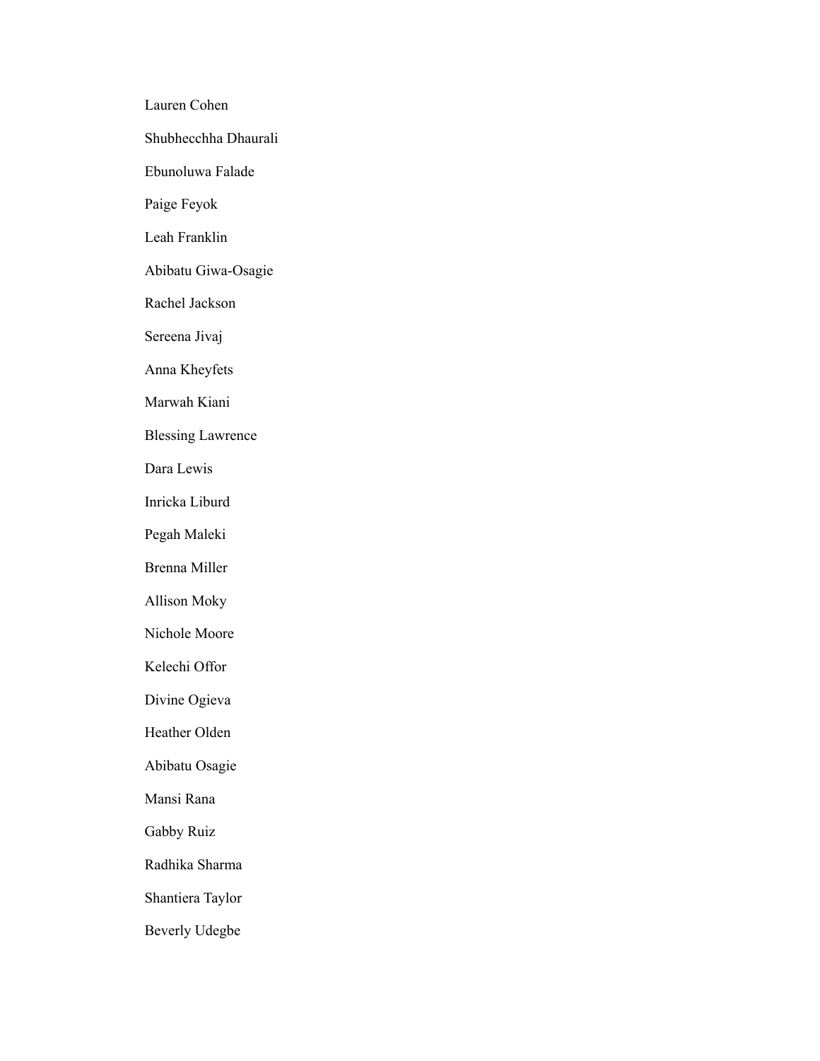Lauren Cohen

Shubhecchha Dhaurali

Ebunoluwa Falade

Paige Feyok

Leah Franklin

Abibatu Giwa-Osagie

Rachel Jackson

Sereena Jivaj

Anna Kheyfets

Marwah Kiani

Blessing Lawrence

Dara Lewis

Inricka Liburd

Pegah Maleki

Brenna Miller

Allison Moky

Nichole Moore

Kelechi Offor

Divine Ogieva

Heather Olden

Abibatu Osagie

Mansi Rana

Gabby Ruiz

Radhika Sharma

Shantiera Taylor

Beverly Udegbe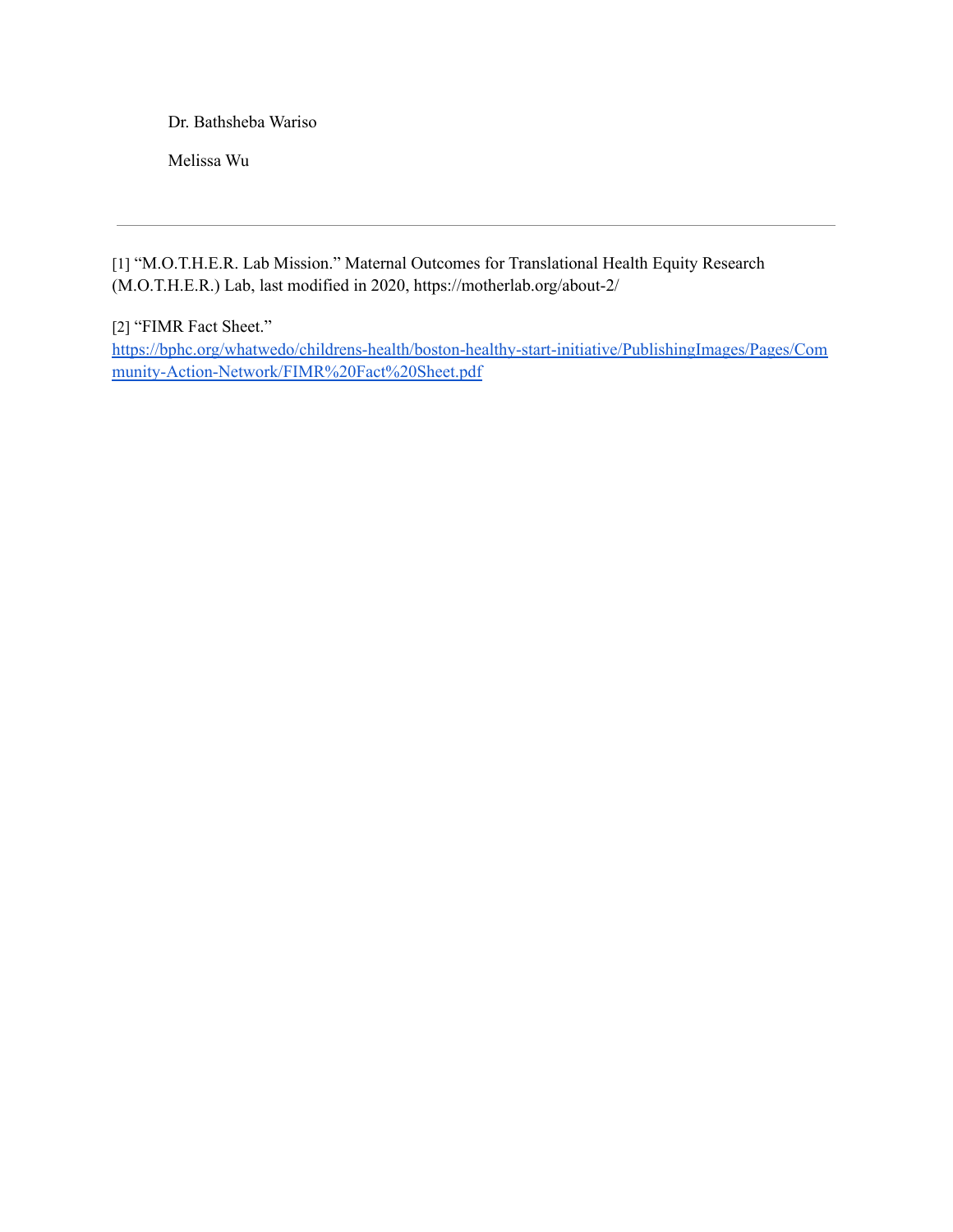Dr. Bathsheba Wariso

Melissa Wu

---

[1] "M.O.T.H.E.R. Lab Mission." Maternal Outcomes for Translational Health Equity Research (M.O.T.H.E.R.) Lab, last modified in 2020, https://motherlab.org/about-2/

[2] "FIMR Fact Sheet." https://bphc.org/whatwedo/childrens-health/boston-healthy-start-initiative/PublishingImages/Pages/Community-Action-Network/FIMR%20Fact%20Sheet.pdf